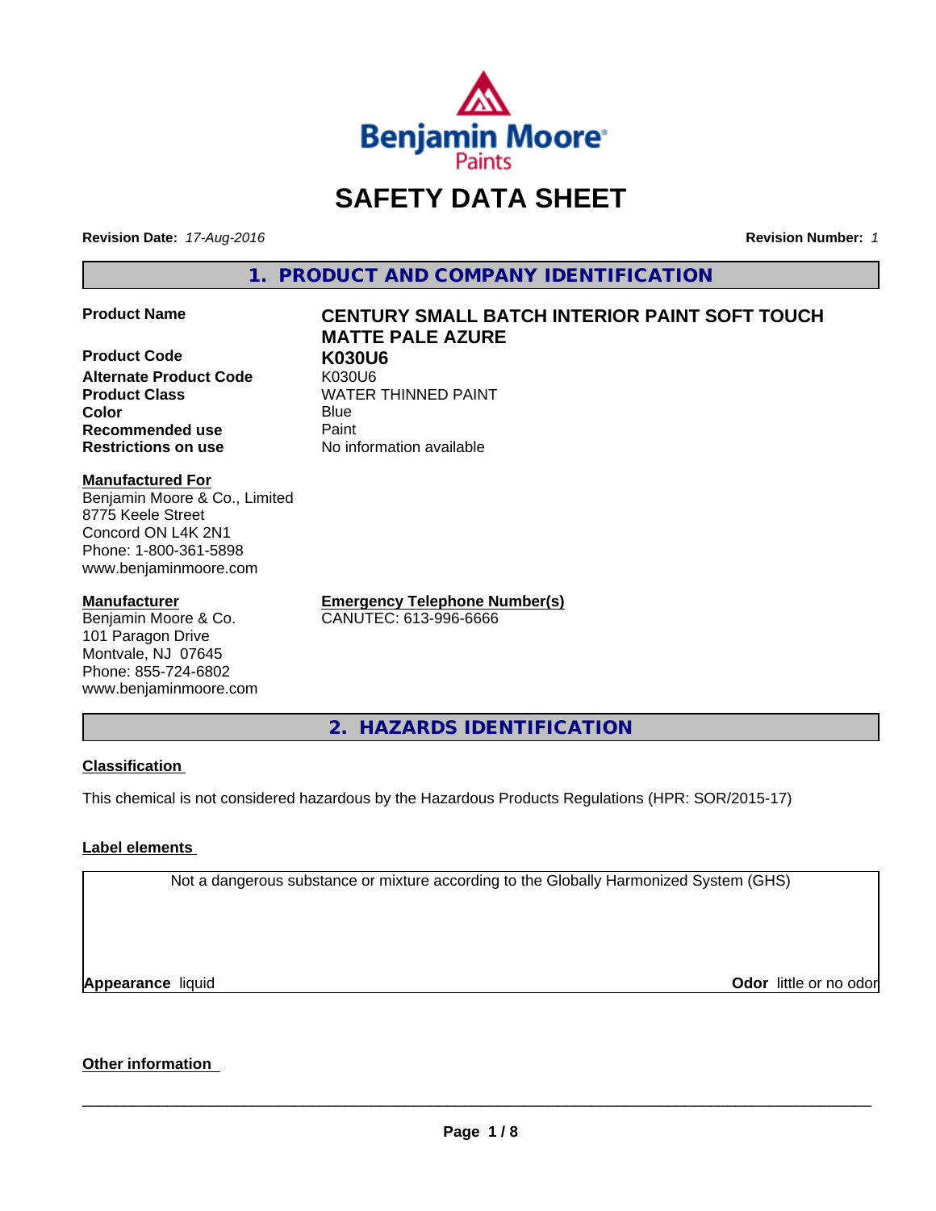# SAFETY DATA SHEET

**Revision Date:** *17-Aug-2016*

**Revision Number:** *1*

## 1. PRODUCT AND COMPANY IDENTIFICATION

| | |
|---|---|
| **Product Name** | **CENTURY SMALL BATCH INTERIOR PAINT SOFT TOUCH MATTE PALE AZURE** |
| **Product Code** | **K030U6** |
| **Alternate Product Code** | K030U6 |
| **Product Class** | WATER THINNED PAINT |
| **Color** | Blue |
| **Recommended use** | Paint |
| **Restrictions on use** | No information available |

**Manufactured For**
Benjamin Moore & Co., Limited
8775 Keele Street
Concord ON L4K 2N1
Phone: 1-800-361-5898
www.benjaminmoore.com

**Manufacturer**
Benjamin Moore & Co.
101 Paragon Drive
Montvale, NJ 07645
Phone: 855-724-6802
www.benjaminmoore.com

**Emergency Telephone Number(s)**
CANUTEC: 613-996-6666

## 2. HAZARDS IDENTIFICATION

**Classification**

This chemical is not considered hazardous by the Hazardous Products Regulations (HPR: SOR/2015-17)

**Label elements**

Not a dangerous substance or mixture according to the Globally Harmonized System (GHS)

**Appearance** liquid

**Odor** little or no odor

**Other information**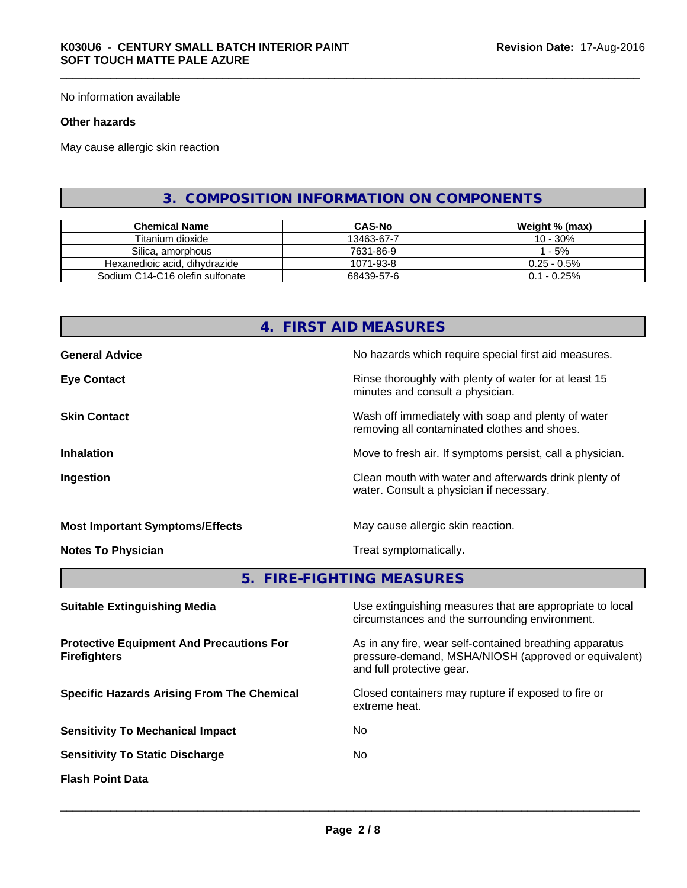No information available

**Other hazards**

May cause allergic skin reaction

## 3. COMPOSITION INFORMATION ON COMPONENTS

| Chemical Name | CAS-No | Weight % (max) |
|---|---|---|
| Titanium dioxide | 13463-67-7 | 10 - 30% |
| Silica, amorphous | 7631-86-9 | 1 - 5% |
| Hexanedioic acid, dihydrazide | 1071-93-8 | 0.25 - 0.5% |
| Sodium C14-C16 olefin sulfonate | 68439-57-6 | 0.1 - 0.25% |

## 4. FIRST AID MEASURES

**General Advice** No hazards which require special first aid measures.

**Eye Contact** Rinse thoroughly with plenty of water for at least 15 minutes and consult a physician.

**Skin Contact** Wash off immediately with soap and plenty of water removing all contaminated clothes and shoes.

**Inhalation** Move to fresh air. If symptoms persist, call a physician.

**Ingestion** Clean mouth with water and afterwards drink plenty of water. Consult a physician if necessary.

**Most Important Symptoms/Effects** May cause allergic skin reaction.

**Notes To Physician** Treat symptomatically.

## 5. FIRE-FIGHTING MEASURES

**Suitable Extinguishing Media** Use extinguishing measures that are appropriate to local circumstances and the surrounding environment.

**Protective Equipment And Precautions For Firefighters** As in any fire, wear self-contained breathing apparatus pressure-demand, MSHA/NIOSH (approved or equivalent) and full protective gear.

**Specific Hazards Arising From The Chemical** Closed containers may rupture if exposed to fire or extreme heat.

**Sensitivity To Mechanical Impact** No

**Sensitivity To Static Discharge** No

**Flash Point Data**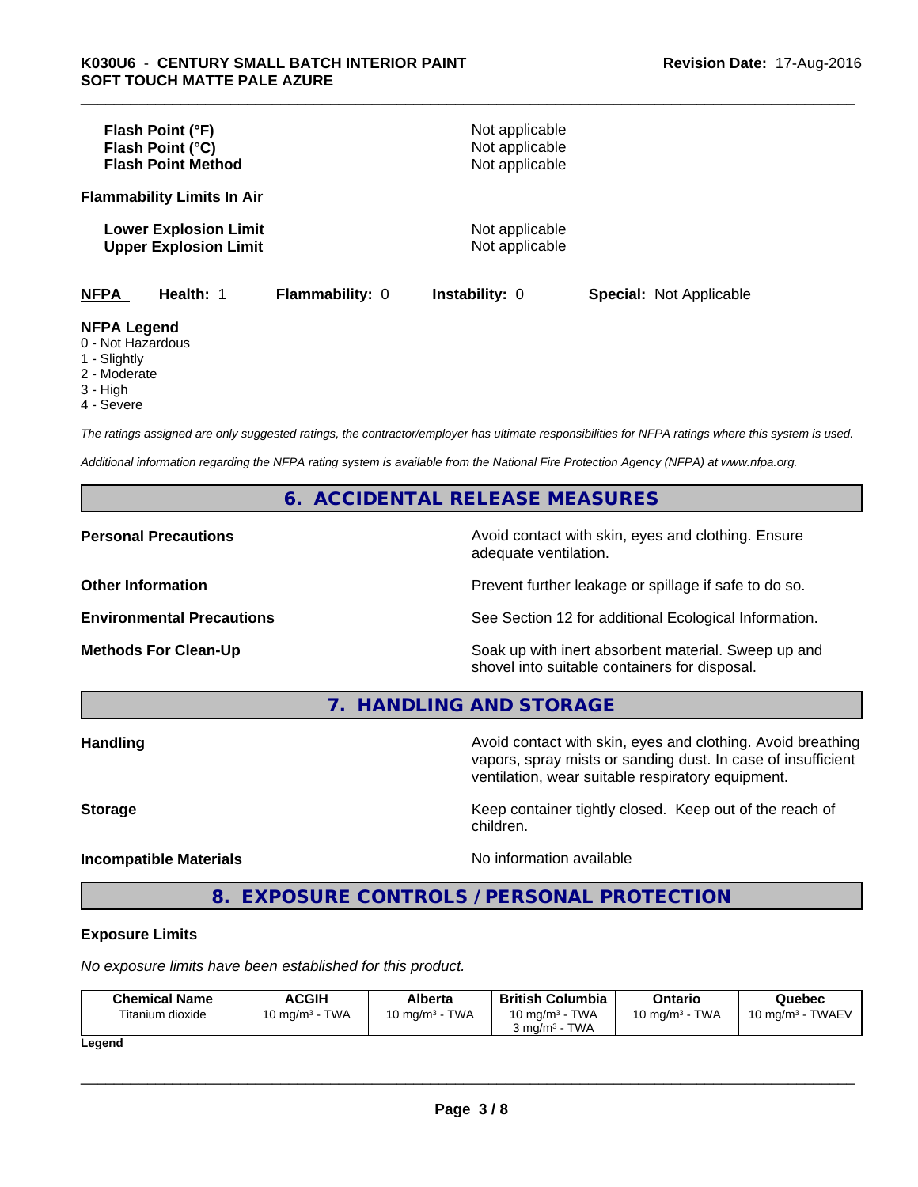| | |
|---|---|
| **Flash Point (°F)** | Not applicable |
| **Flash Point (°C)** | Not applicable |
| **Flash Point Method** | Not applicable |

**Flammability Limits In Air**

| | |
|---|---|
| **Lower Explosion Limit** | Not applicable |
| **Upper Explosion Limit** | Not applicable |

**NFPA** **Health:** 1 **Flammability:** 0 **Instability:** 0 **Special:** Not Applicable

**NFPA Legend**
- 0 - Not Hazardous
- 1 - Slightly
- 2 - Moderate
- 3 - High
- 4 - Severe

*The ratings assigned are only suggested ratings, the contractor/employer has ultimate responsibilities for NFPA ratings where this system is used.*

*Additional information regarding the NFPA rating system is available from the National Fire Protection Agency (NFPA) at www.nfpa.org.*

## 6. ACCIDENTAL RELEASE MEASURES

| | |
|---|---|
| **Personal Precautions** | Avoid contact with skin, eyes and clothing. Ensure adequate ventilation. |
| **Other Information** | Prevent further leakage or spillage if safe to do so. |
| **Environmental Precautions** | See Section 12 for additional Ecological Information. |
| **Methods For Clean-Up** | Soak up with inert absorbent material. Sweep up and shovel into suitable containers for disposal. |

## 7. HANDLING AND STORAGE

| | |
|---|---|
| **Handling** | Avoid contact with skin, eyes and clothing. Avoid breathing vapors, spray mists or sanding dust. In case of insufficient ventilation, wear suitable respiratory equipment. |
| **Storage** | Keep container tightly closed. Keep out of the reach of children. |
| **Incompatible Materials** | No information available |

## 8. EXPOSURE CONTROLS / PERSONAL PROTECTION

**Exposure Limits**

*No exposure limits have been established for this product.*

| Chemical Name | ACGIH | Alberta | British Columbia | Ontario | Quebec |
|---|---|---|---|---|---|
| Titanium dioxide | 10 mg/m³ - TWA | 10 mg/m³ - TWA | 10 mg/m³ - TWA<br>3 mg/m³ - TWA | 10 mg/m³ - TWA | 10 mg/m³ - TWAEV |

**Legend**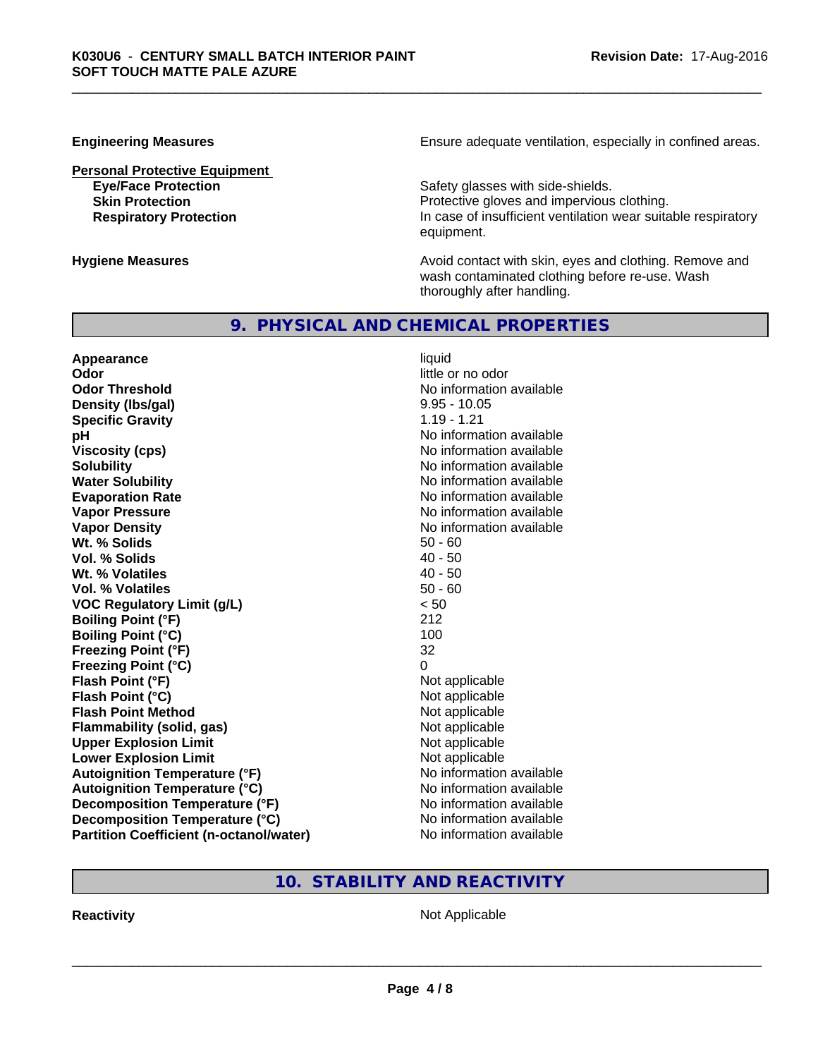| | |
|---|---|
| **Engineering Measures** | Ensure adequate ventilation, especially in confined areas. |

**Personal Protective Equipment**

| | |
|---|---|
| **Eye/Face Protection** | Safety glasses with side-shields. |
| **Skin Protection** | Protective gloves and impervious clothing. |
| **Respiratory Protection** | In case of insufficient ventilation wear suitable respiratory equipment. |

| | |
|---|---|
| **Hygiene Measures** | Avoid contact with skin, eyes and clothing. Remove and wash contaminated clothing before re-use. Wash thoroughly after handling. |

## 9. PHYSICAL AND CHEMICAL PROPERTIES

| | |
|---|---|
| **Appearance** | liquid |
| **Odor** | little or no odor |
| **Odor Threshold** | No information available |
| **Density (lbs/gal)** | 9.95 - 10.05 |
| **Specific Gravity** | 1.19 - 1.21 |
| **pH** | No information available |
| **Viscosity (cps)** | No information available |
| **Solubility** | No information available |
| **Water Solubility** | No information available |
| **Evaporation Rate** | No information available |
| **Vapor Pressure** | No information available |
| **Vapor Density** | No information available |
| **Wt. % Solids** | 50 - 60 |
| **Vol. % Solids** | 40 - 50 |
| **Wt. % Volatiles** | 40 - 50 |
| **Vol. % Volatiles** | 50 - 60 |
| **VOC Regulatory Limit (g/L)** | < 50 |
| **Boiling Point (°F)** | 212 |
| **Boiling Point (°C)** | 100 |
| **Freezing Point (°F)** | 32 |
| **Freezing Point (°C)** | 0 |
| **Flash Point (°F)** | Not applicable |
| **Flash Point (°C)** | Not applicable |
| **Flash Point Method** | Not applicable |
| **Flammability (solid, gas)** | Not applicable |
| **Upper Explosion Limit** | Not applicable |
| **Lower Explosion Limit** | Not applicable |
| **Autoignition Temperature (°F)** | No information available |
| **Autoignition Temperature (°C)** | No information available |
| **Decomposition Temperature (°F)** | No information available |
| **Decomposition Temperature (°C)** | No information available |
| **Partition Coefficient (n-octanol/water)** | No information available |

## 10. STABILITY AND REACTIVITY

| | |
|---|---|
| **Reactivity** | Not Applicable |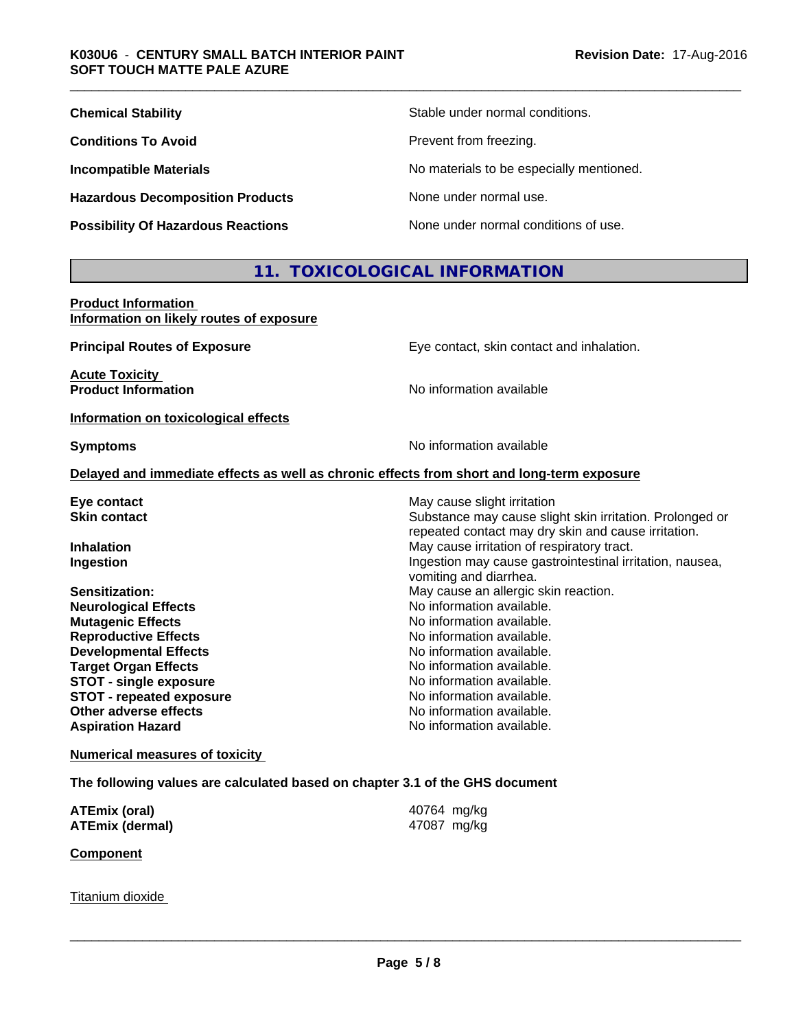| | |
|---|---|
| **Chemical Stability** | Stable under normal conditions. |
| **Conditions To Avoid** | Prevent from freezing. |
| **Incompatible Materials** | No materials to be especially mentioned. |
| **Hazardous Decomposition Products** | None under normal use. |
| **Possibility Of Hazardous Reactions** | None under normal conditions of use. |

## 11. TOXICOLOGICAL INFORMATION

**Product Information**
**Information on likely routes of exposure**

**Principal Routes of Exposure** — Eye contact, skin contact and inhalation.

**Acute Toxicity**
**Product Information** — No information available

**Information on toxicological effects**

**Symptoms** — No information available

**Delayed and immediate effects as well as chronic effects from short and long-term exposure**

| | |
|---|---|
| **Eye contact** | May cause slight irritation |
| **Skin contact** | Substance may cause slight skin irritation. Prolonged or repeated contact may dry skin and cause irritation. |
| **Inhalation** | May cause irritation of respiratory tract. |
| **Ingestion** | Ingestion may cause gastrointestinal irritation, nausea, vomiting and diarrhea. |
| **Sensitization:** | May cause an allergic skin reaction. |
| **Neurological Effects** | No information available. |
| **Mutagenic Effects** | No information available. |
| **Reproductive Effects** | No information available. |
| **Developmental Effects** | No information available. |
| **Target Organ Effects** | No information available. |
| **STOT - single exposure** | No information available. |
| **STOT - repeated exposure** | No information available. |
| **Other adverse effects** | No information available. |
| **Aspiration Hazard** | No information available. |

**Numerical measures of toxicity**

**The following values are calculated based on chapter 3.1 of the GHS document**

| | |
|---|---|
| **ATEmix (oral)** | 40764 mg/kg |
| **ATEmix (dermal)** | 47087 mg/kg |

**Component**

Titanium dioxide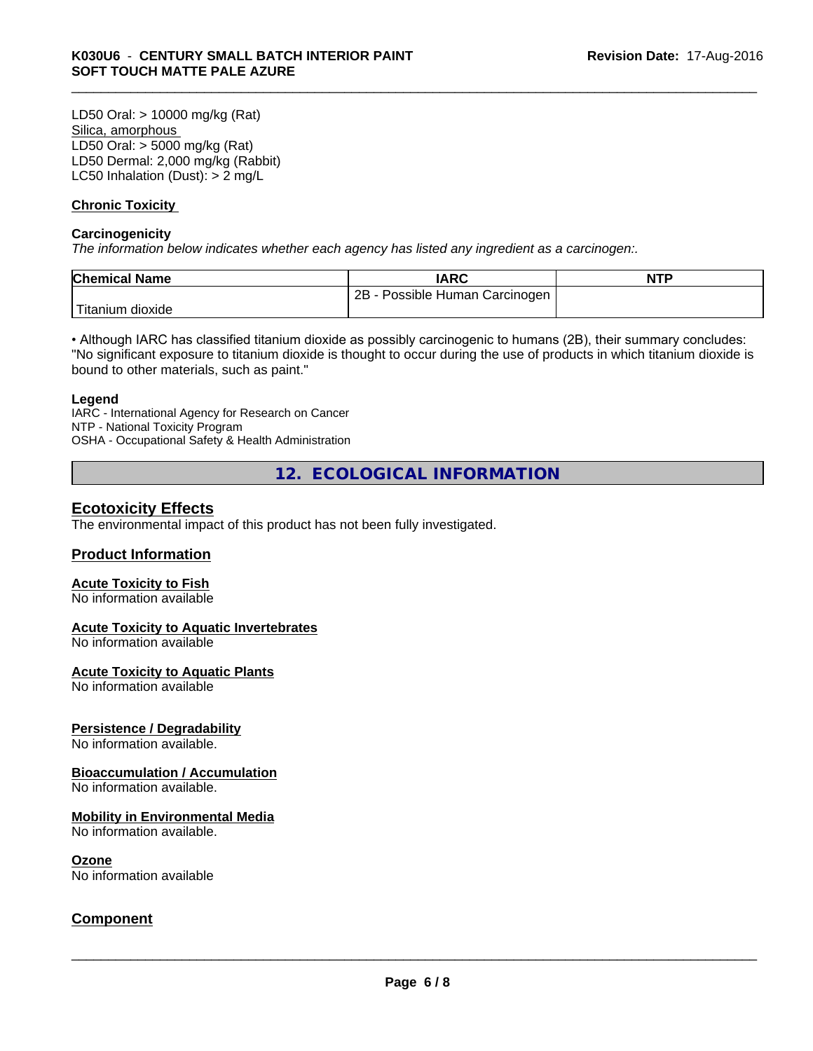LD50 Oral: > 10000 mg/kg (Rat)
Silica, amorphous
LD50 Oral: > 5000 mg/kg (Rat)
LD50 Dermal: 2,000 mg/kg (Rabbit)
LC50 Inhalation (Dust): > 2 mg/L

**Chronic Toxicity**

**Carcinogenicity**
*The information below indicates whether each agency has listed any ingredient as a carcinogen:.*

| Chemical Name | IARC | NTP |
|---|---|---|
| Titanium dioxide | 2B - Possible Human Carcinogen | |

• Although IARC has classified titanium dioxide as possibly carcinogenic to humans (2B), their summary concludes: "No significant exposure to titanium dioxide is thought to occur during the use of products in which titanium dioxide is bound to other materials, such as paint."

**Legend**
IARC - International Agency for Research on Cancer
NTP - National Toxicity Program
OSHA - Occupational Safety & Health Administration

## 12. ECOLOGICAL INFORMATION

### Ecotoxicity Effects
The environmental impact of this product has not been fully investigated.

### Product Information

**Acute Toxicity to Fish**
No information available

**Acute Toxicity to Aquatic Invertebrates**
No information available

**Acute Toxicity to Aquatic Plants**
No information available

**Persistence / Degradability**
No information available.

**Bioaccumulation / Accumulation**
No information available.

**Mobility in Environmental Media**
No information available.

**Ozone**
No information available

### Component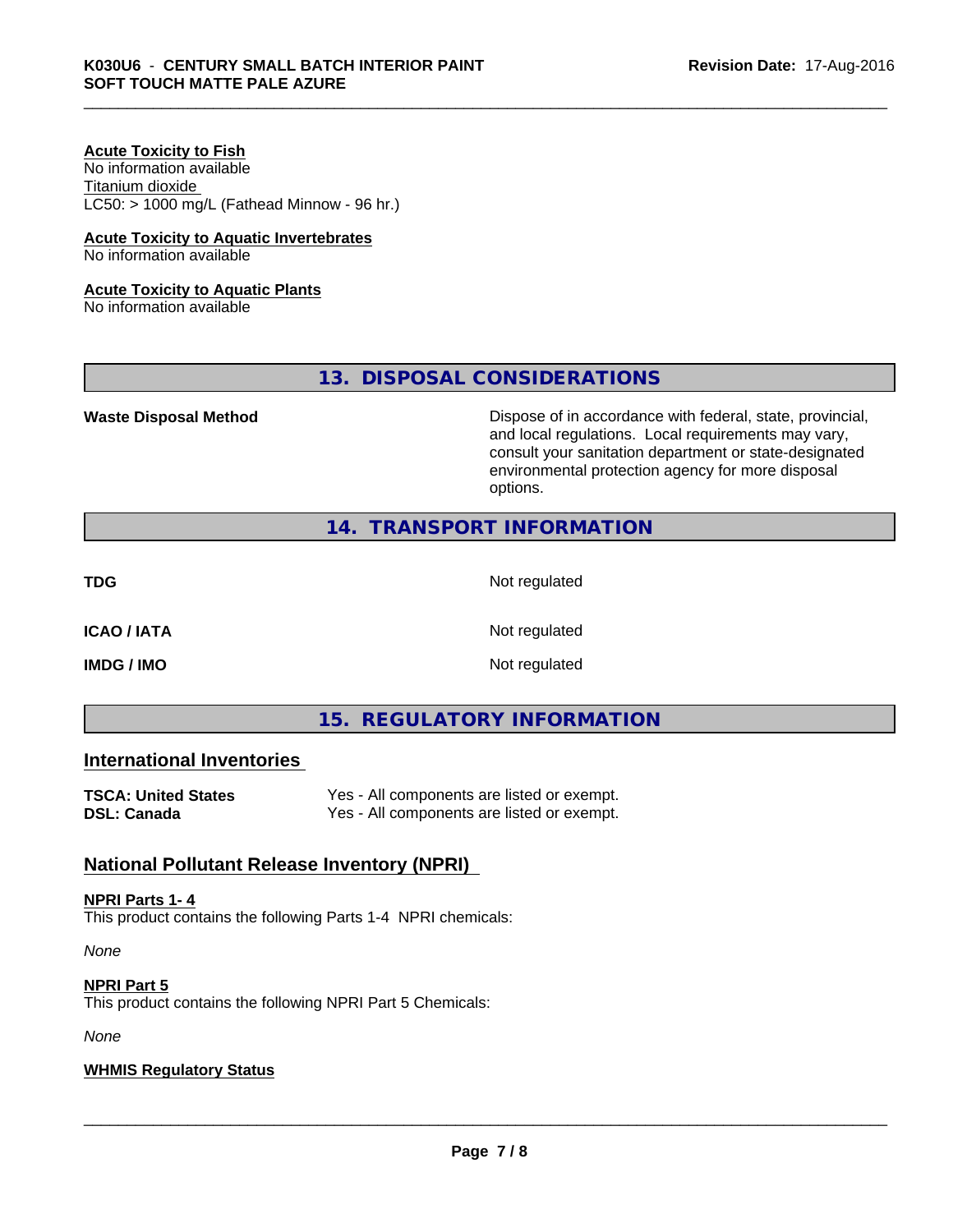**Acute Toxicity to Fish**
No information available
Titanium dioxide
LC50: > 1000 mg/L (Fathead Minnow - 96 hr.)

**Acute Toxicity to Aquatic Invertebrates**
No information available

**Acute Toxicity to Aquatic Plants**
No information available

## 13. DISPOSAL CONSIDERATIONS

| | |
|---|---|
| **Waste Disposal Method** | Dispose of in accordance with federal, state, provincial, and local regulations. Local requirements may vary, consult your sanitation department or state-designated environmental protection agency for more disposal options. |

## 14. TRANSPORT INFORMATION

| | |
|---|---|
| **TDG** | Not regulated |
| **ICAO / IATA** | Not regulated |
| **IMDG / IMO** | Not regulated |

## 15. REGULATORY INFORMATION

### International Inventories

| | |
|---|---|
| **TSCA: United States** | Yes - All components are listed or exempt. |
| **DSL: Canada** | Yes - All components are listed or exempt. |

### National Pollutant Release Inventory (NPRI)

**NPRI Parts 1- 4**
This product contains the following Parts 1-4 NPRI chemicals:

*None*

**NPRI Part 5**
This product contains the following NPRI Part 5 Chemicals:

*None*

**WHMIS Regulatory Status**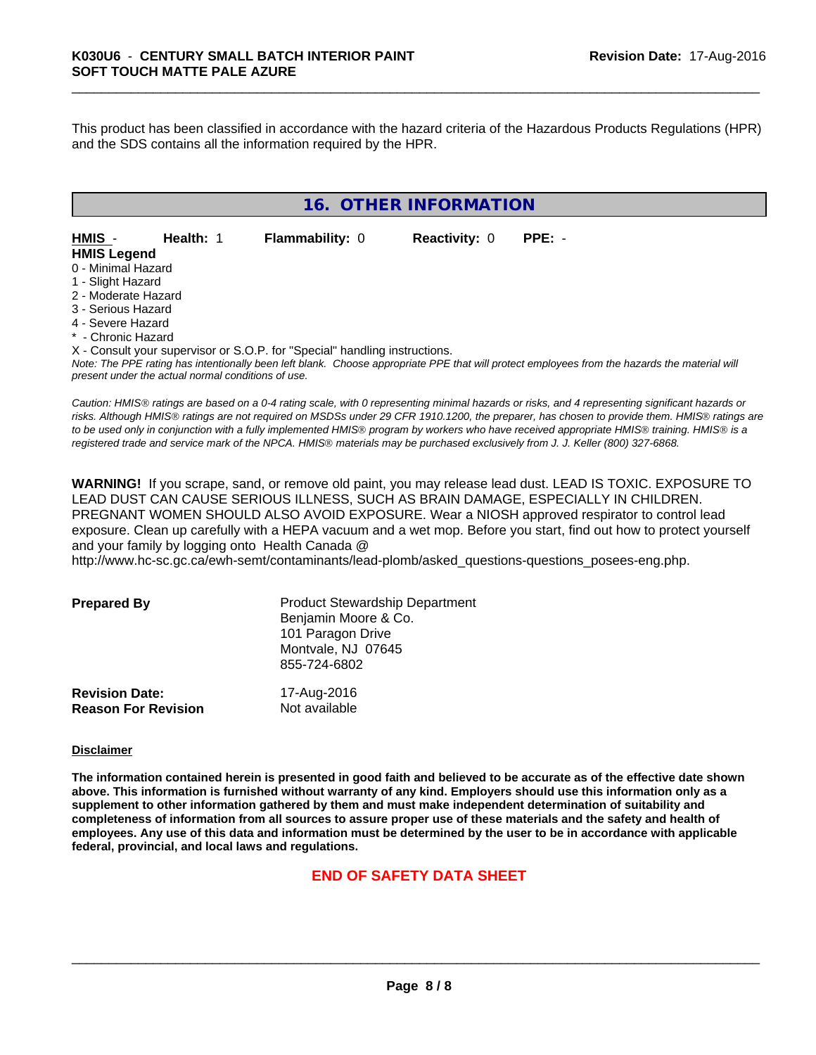This product has been classified in accordance with the hazard criteria of the Hazardous Products Regulations (HPR) and the SDS contains all the information required by the HPR.

## 16. OTHER INFORMATION

| HMIS - | Health: 1 | Flammability: 0 | Reactivity: 0 | PPE: - |
|---|---|---|---|---|

**HMIS Legend**

0 - Minimal Hazard
1 - Slight Hazard
2 - Moderate Hazard
3 - Serious Hazard
4 - Severe Hazard
* - Chronic Hazard
X - Consult your supervisor or S.O.P. for "Special" handling instructions.

*Note: The PPE rating has intentionally been left blank. Choose appropriate PPE that will protect employees from the hazards the material will present under the actual normal conditions of use.*

*Caution: HMIS® ratings are based on a 0-4 rating scale, with 0 representing minimal hazards or risks, and 4 representing significant hazards or risks. Although HMIS® ratings are not required on MSDSs under 29 CFR 1910.1200, the preparer, has chosen to provide them. HMIS® ratings are to be used only in conjunction with a fully implemented HMIS® program by workers who have received appropriate HMIS® training. HMIS® is a registered trade and service mark of the NPCA. HMIS® materials may be purchased exclusively from J. J. Keller (800) 327-6868.*

**WARNING!** If you scrape, sand, or remove old paint, you may release lead dust. LEAD IS TOXIC. EXPOSURE TO LEAD DUST CAN CAUSE SERIOUS ILLNESS, SUCH AS BRAIN DAMAGE, ESPECIALLY IN CHILDREN. PREGNANT WOMEN SHOULD ALSO AVOID EXPOSURE. Wear a NIOSH approved respirator to control lead exposure. Clean up carefully with a HEPA vacuum and a wet mop. Before you start, find out how to protect yourself and your family by logging onto Health Canada @ http://www.hc-sc.gc.ca/ewh-semt/contaminants/lead-plomb/asked_questions-questions_posees-eng.php.

**Prepared By**

Product Stewardship Department
Benjamin Moore & Co.
101 Paragon Drive
Montvale, NJ 07645
855-724-6802

**Revision Date:** 17-Aug-2016
**Reason For Revision** Not available

**Disclaimer**

**The information contained herein is presented in good faith and believed to be accurate as of the effective date shown above. This information is furnished without warranty of any kind. Employers should use this information only as a supplement to other information gathered by them and must make independent determination of suitability and completeness of information from all sources to assure proper use of these materials and the safety and health of employees. Any use of this data and information must be determined by the user to be in accordance with applicable federal, provincial, and local laws and regulations.**

**END OF SAFETY DATA SHEET**